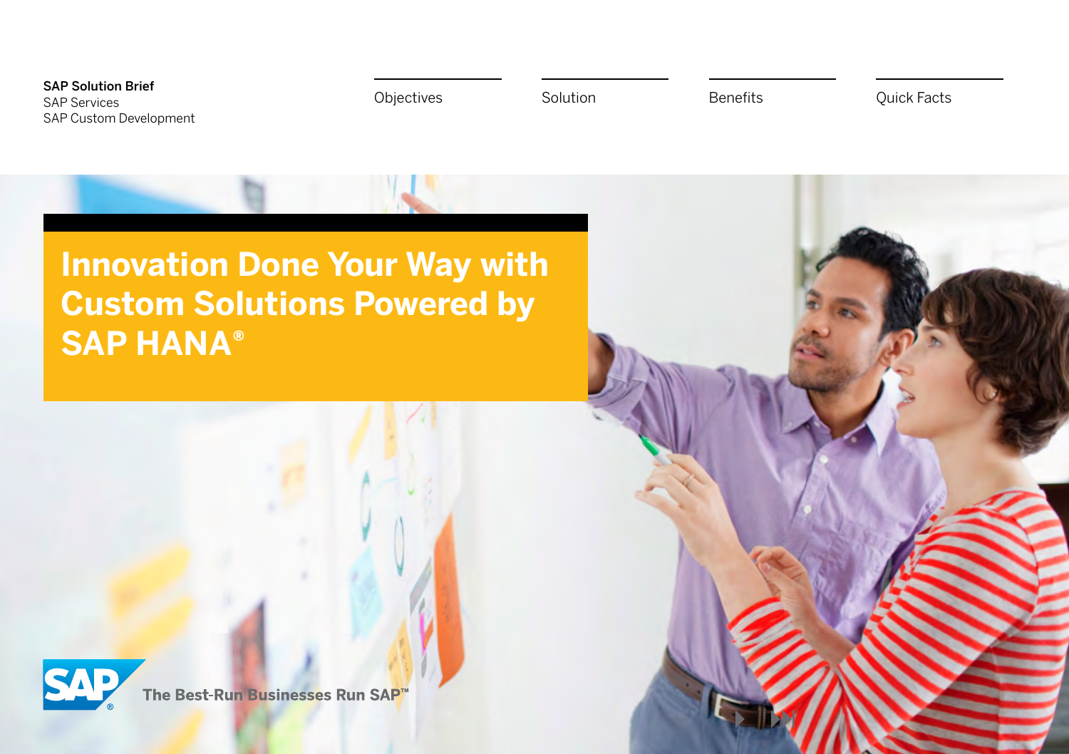**SAP Solution Brief**
SAP Services
SAP Custom Development

Objectives | Solution | Benefits | Quick Facts

# Innovation Done Your Way with Custom Solutions Powered by SAP HANA®

The Best-Run Businesses Run SAP™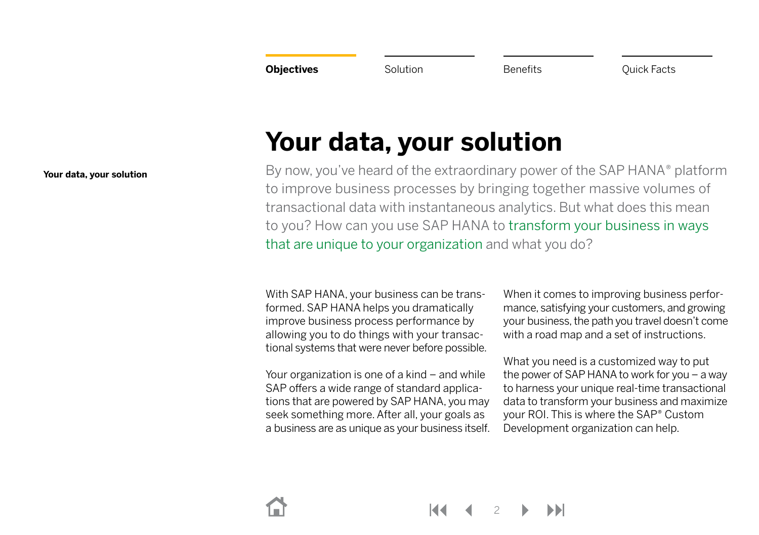# Your data, your solution

By now, you've heard of the extraordinary power of the SAP HANA® platform to improve business processes by bringing together massive volumes of transactional data with instantaneous analytics. But what does this mean to you? How can you use SAP HANA to transform your business in ways that are unique to your organization and what you do?

With SAP HANA, your business can be transformed. SAP HANA helps you dramatically improve business process performance by allowing you to do things with your transactional systems that were never before possible.

Your organization is one of a kind – and while SAP offers a wide range of standard applications that are powered by SAP HANA, you may seek something more. After all, your goals as a business are as unique as your business itself.

When it comes to improving business performance, satisfying your customers, and growing your business, the path you travel doesn't come with a road map and a set of instructions.

What you need is a customized way to put the power of SAP HANA to work for you – a way to harness your unique real-time transactional data to transform your business and maximize your ROI. This is where the SAP® Custom Development organization can help.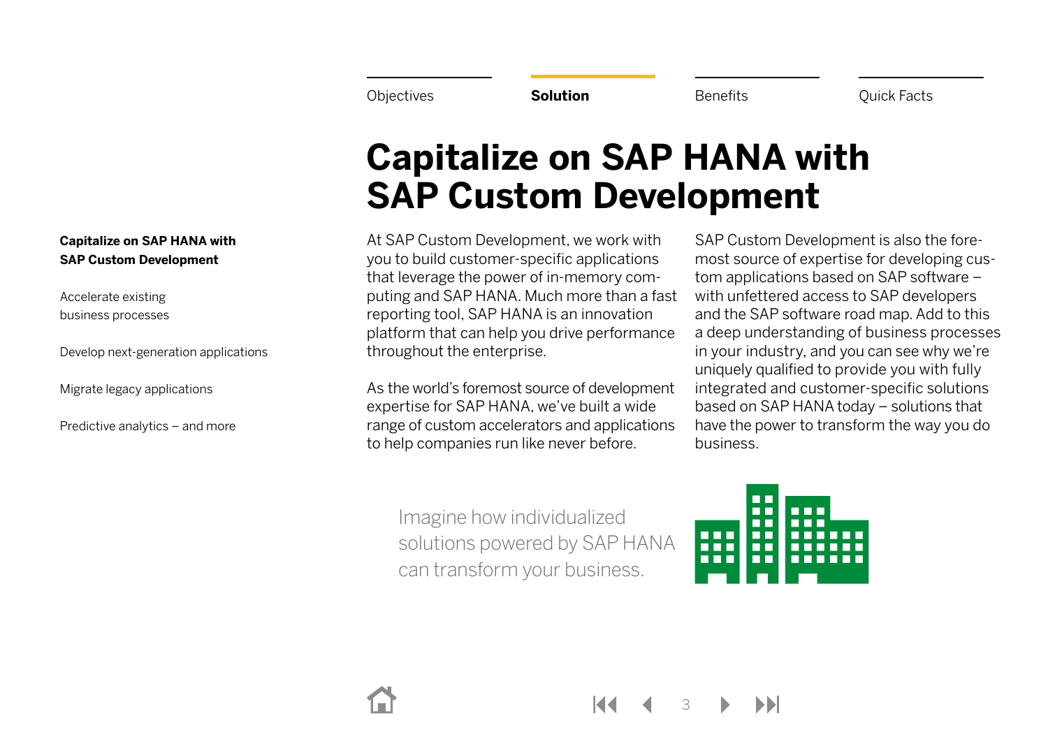Objectives | **Solution** | Benefits | Quick Facts

# Capitalize on SAP HANA with SAP Custom Development

**Capitalize on SAP HANA with SAP Custom Development**

Accelerate existing business processes

Develop next-generation applications

Migrate legacy applications

Predictive analytics – and more

At SAP Custom Development, we work with you to build customer-specific applications that leverage the power of in-memory computing and SAP HANA. Much more than a fast reporting tool, SAP HANA is an innovation platform that can help you drive performance throughout the enterprise.

As the world's foremost source of development expertise for SAP HANA, we've built a wide range of custom accelerators and applications to help companies run like never before.

SAP Custom Development is also the foremost source of expertise for developing custom applications based on SAP software – with unfettered access to SAP developers and the SAP software road map. Add to this a deep understanding of business processes in your industry, and you can see why we're uniquely qualified to provide you with fully integrated and customer-specific solutions based on SAP HANA today – solutions that have the power to transform the way you do business.

Imagine how individualized solutions powered by SAP HANA can transform your business.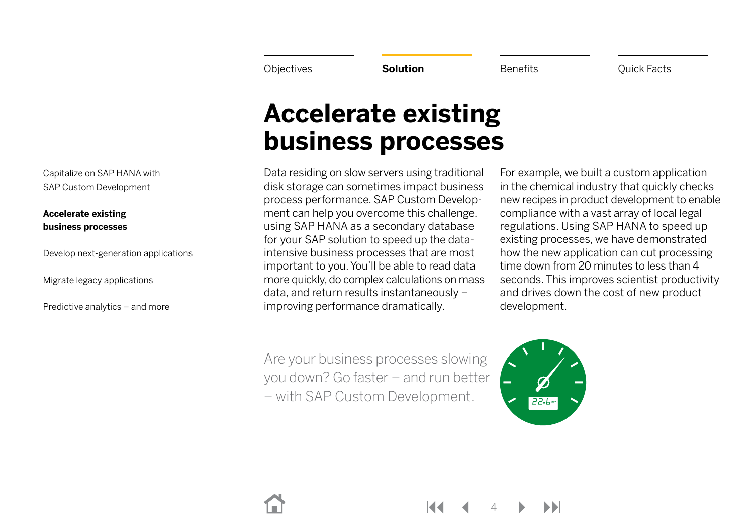Objectives | **Solution** | Benefits | Quick Facts

- Capitalize on SAP HANA with SAP Custom Development
- **Accelerate existing business processes**
- Develop next-generation applications
- Migrate legacy applications
- Predictive analytics – and more

# Accelerate existing business processes

Data residing on slow servers using traditional disk storage can sometimes impact business process performance. SAP Custom Development can help you overcome this challenge, using SAP HANA as a secondary database for your SAP solution to speed up the data-intensive business processes that are most important to you. You'll be able to read data more quickly, do complex calculations on mass data, and return results instantaneously – improving performance dramatically.

For example, we built a custom application in the chemical industry that quickly checks new recipes in product development to enable compliance with a vast array of local legal regulations. Using SAP HANA to speed up existing processes, we have demonstrated how the new application can cut processing time down from 20 minutes to less than 4 seconds. This improves scientist productivity and drives down the cost of new product development.

Are your business processes slowing you down? Go faster – and run better – with SAP Custom Development.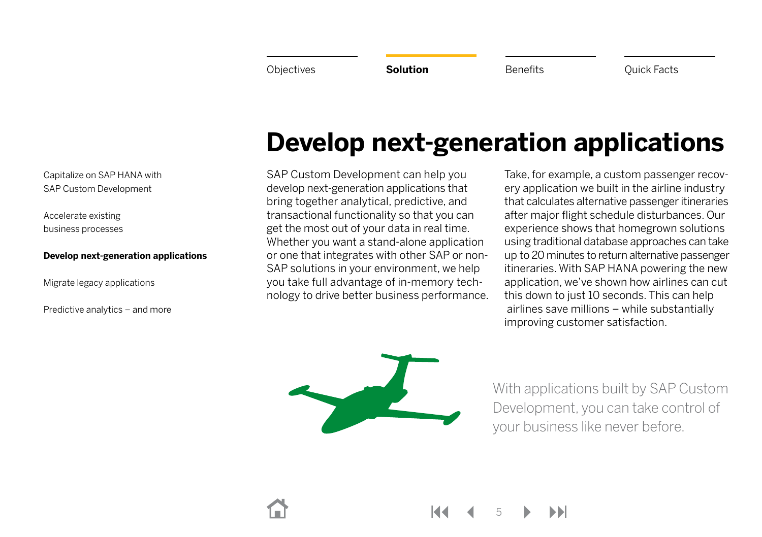Objectives | **Solution** | Benefits | Quick Facts

Capitalize on SAP HANA with SAP Custom Development

Accelerate existing business processes

**Develop next-generation applications**

Migrate legacy applications

Predictive analytics – and more

# Develop next-generation applications

SAP Custom Development can help you develop next-generation applications that bring together analytical, predictive, and transactional functionality so that you can get the most out of your data in real time. Whether you want a stand-alone application or one that integrates with other SAP or non-SAP solutions in your environment, we help you take full advantage of in-memory technology to drive better business performance.

Take, for example, a custom passenger recovery application we built in the airline industry that calculates alternative passenger itineraries after major flight schedule disturbances. Our experience shows that homegrown solutions using traditional database approaches can take up to 20 minutes to return alternative passenger itineraries. With SAP HANA powering the new application, we've shown how airlines can cut this down to just 10 seconds. This can help airlines save millions – while substantially improving customer satisfaction.

With applications built by SAP Custom Development, you can take control of your business like never before.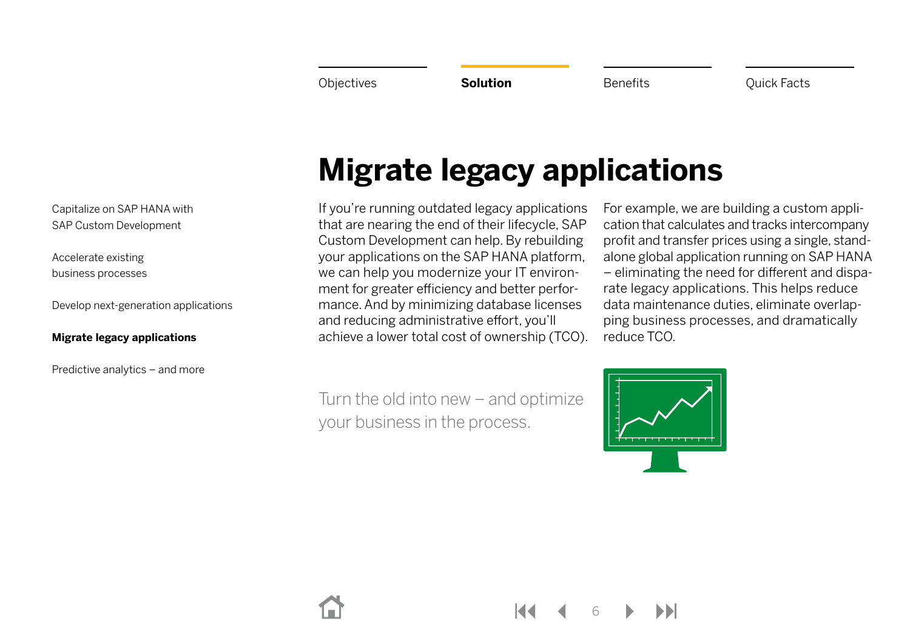Objectives | **Solution** | Benefits | Quick Facts

Capitalize on SAP HANA with SAP Custom Development

Accelerate existing business processes

Develop next-generation applications

**Migrate legacy applications**

Predictive analytics – and more

# Migrate legacy applications

If you're running outdated legacy applications that are nearing the end of their lifecycle, SAP Custom Development can help. By rebuilding your applications on the SAP HANA platform, we can help you modernize your IT environment for greater efficiency and better performance. And by minimizing database licenses and reducing administrative effort, you'll achieve a lower total cost of ownership (TCO).

For example, we are building a custom application that calculates and tracks intercompany profit and transfer prices using a single, standalone global application running on SAP HANA – eliminating the need for different and disparate legacy applications. This helps reduce data maintenance duties, eliminate overlapping business processes, and dramatically reduce TCO.

Turn the old into new – and optimize your business in the process.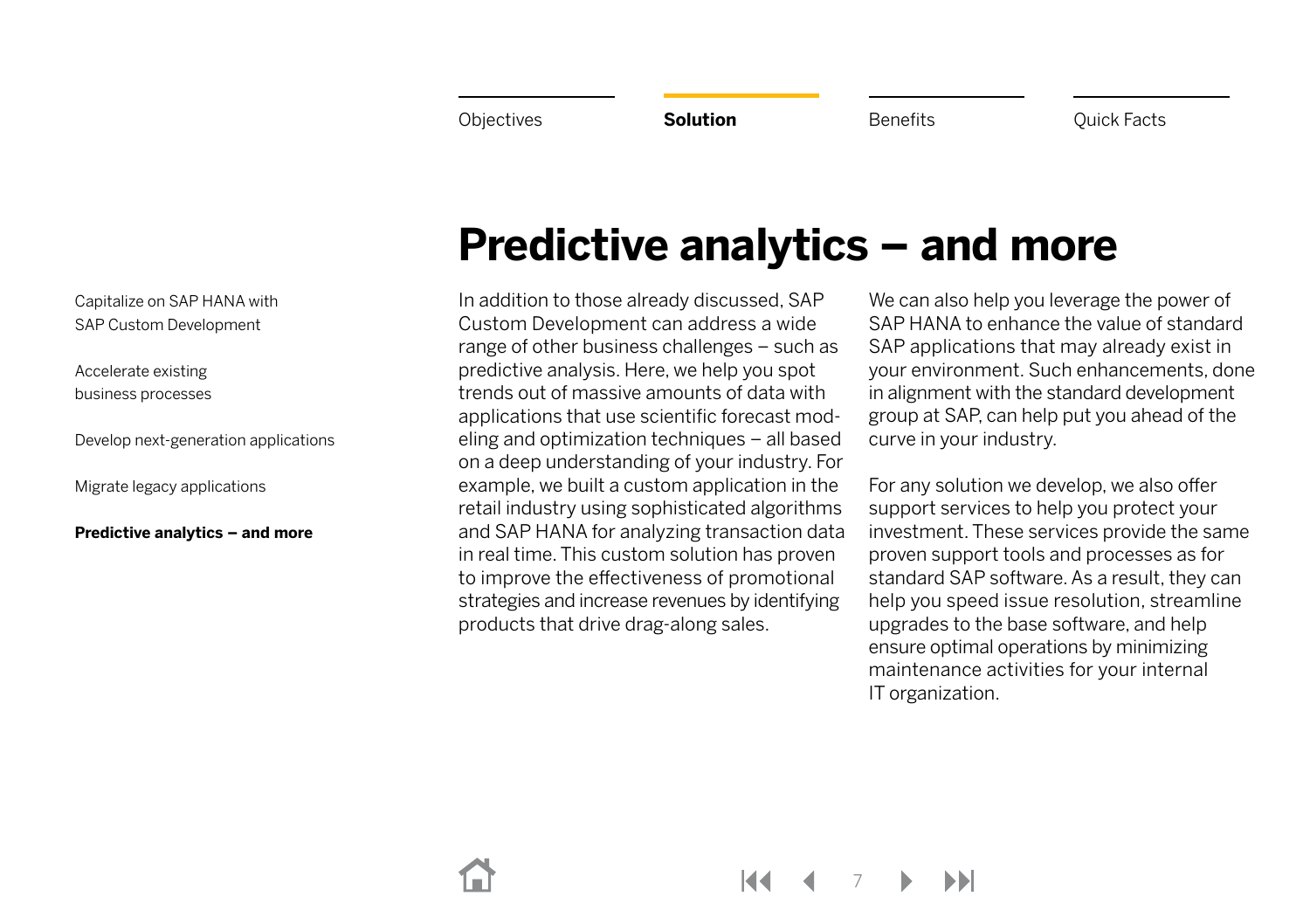# Predictive analytics – and more

In addition to those already discussed, SAP Custom Development can address a wide range of other business challenges – such as predictive analysis. Here, we help you spot trends out of massive amounts of data with applications that use scientific forecast modeling and optimization techniques – all based on a deep understanding of your industry. For example, we built a custom application in the retail industry using sophisticated algorithms and SAP HANA for analyzing transaction data in real time. This custom solution has proven to improve the effectiveness of promotional strategies and increase revenues by identifying products that drive drag-along sales.

We can also help you leverage the power of SAP HANA to enhance the value of standard SAP applications that may already exist in your environment. Such enhancements, done in alignment with the standard development group at SAP, can help put you ahead of the curve in your industry.

For any solution we develop, we also offer support services to help you protect your investment. These services provide the same proven support tools and processes as for standard SAP software. As a result, they can help you speed issue resolution, streamline upgrades to the base software, and help ensure optimal operations by minimizing maintenance activities for your internal IT organization.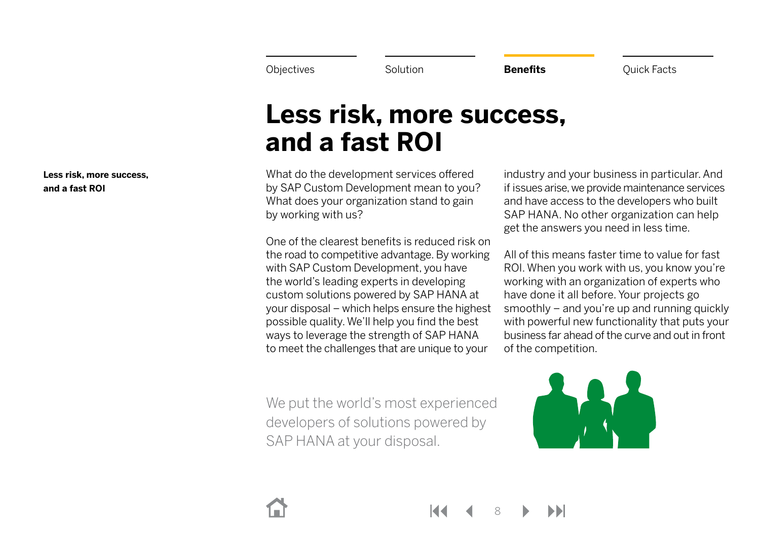Objectives | Solution | **Benefits** | Quick Facts

**Less risk, more success, and a fast ROI**

# Less risk, more success, and a fast ROI

What do the development services offered by SAP Custom Development mean to you? What does your organization stand to gain by working with us?

One of the clearest benefits is reduced risk on the road to competitive advantage. By working with SAP Custom Development, you have the world's leading experts in developing custom solutions powered by SAP HANA at your disposal – which helps ensure the highest possible quality. We'll help you find the best ways to leverage the strength of SAP HANA to meet the challenges that are unique to your industry and your business in particular. And if issues arise, we provide maintenance services and have access to the developers who built SAP HANA. No other organization can help get the answers you need in less time.

All of this means faster time to value for fast ROI. When you work with us, you know you're working with an organization of experts who have done it all before. Your projects go smoothly – and you're up and running quickly with powerful new functionality that puts your business far ahead of the curve and out in front of the competition.

We put the world's most experienced developers of solutions powered by SAP HANA at your disposal.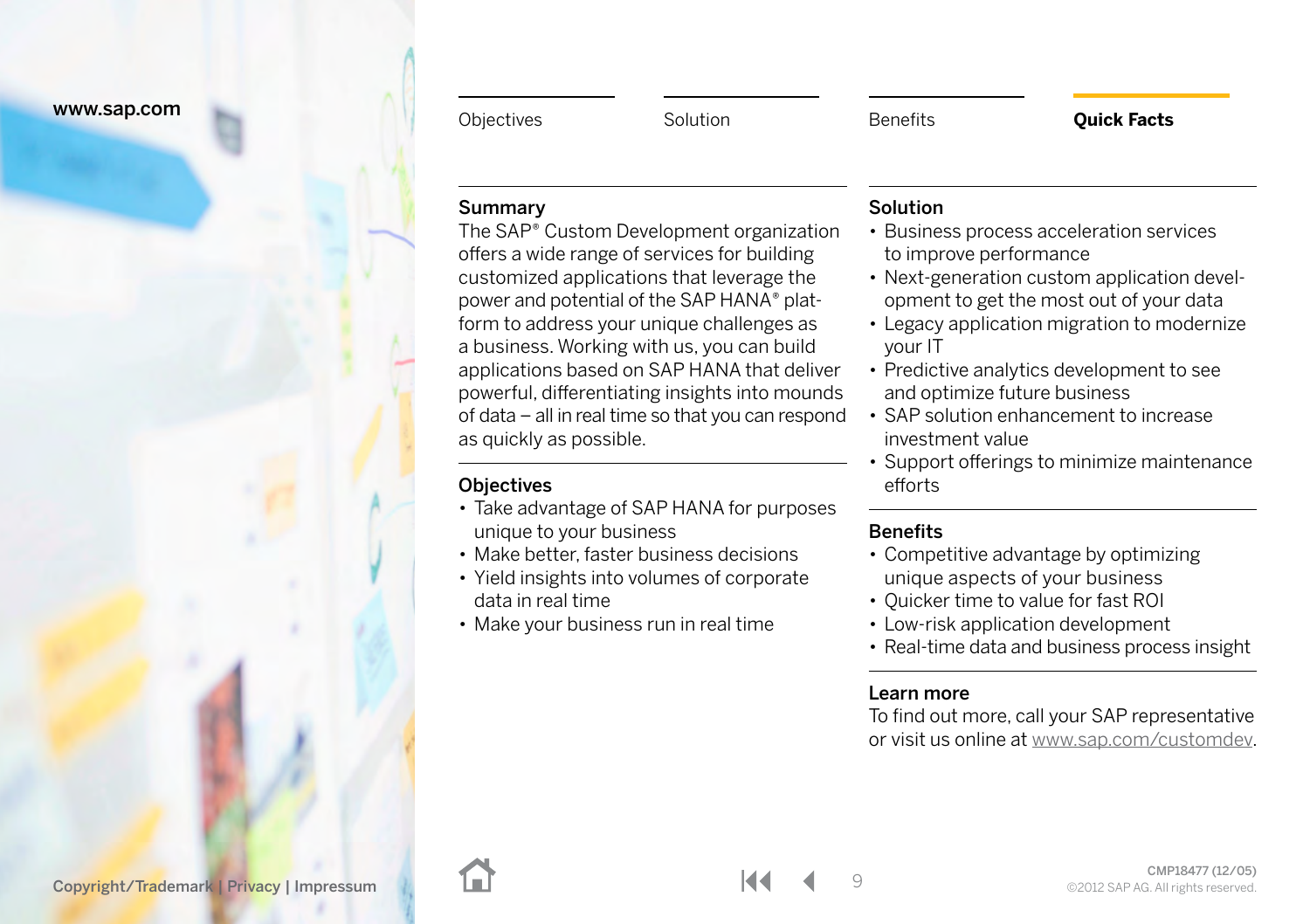www.sap.com

Objectives | Solution | Benefits | **Quick Facts**

## Summary

The SAP® Custom Development organization offers a wide range of services for building customized applications that leverage the power and potential of the SAP HANA® platform to address your unique challenges as a business. Working with us, you can build applications based on SAP HANA that deliver powerful, differentiating insights into mounds of data – all in real time so that you can respond as quickly as possible.

## Objectives

- Take advantage of SAP HANA for purposes unique to your business
- Make better, faster business decisions
- Yield insights into volumes of corporate data in real time
- Make your business run in real time

## Solution

- Business process acceleration services to improve performance
- Next-generation custom application development to get the most out of your data
- Legacy application migration to modernize your IT
- Predictive analytics development to see and optimize future business
- SAP solution enhancement to increase investment value
- Support offerings to minimize maintenance efforts

## Benefits

- Competitive advantage by optimizing unique aspects of your business
- Quicker time to value for fast ROI
- Low-risk application development
- Real-time data and business process insight

## Learn more

To find out more, call your SAP representative or visit us online at www.sap.com/customdev.

Copyright/Trademark | Privacy | Impressum

CMP18477 (12/05)
©2012 SAP AG. All rights reserved.